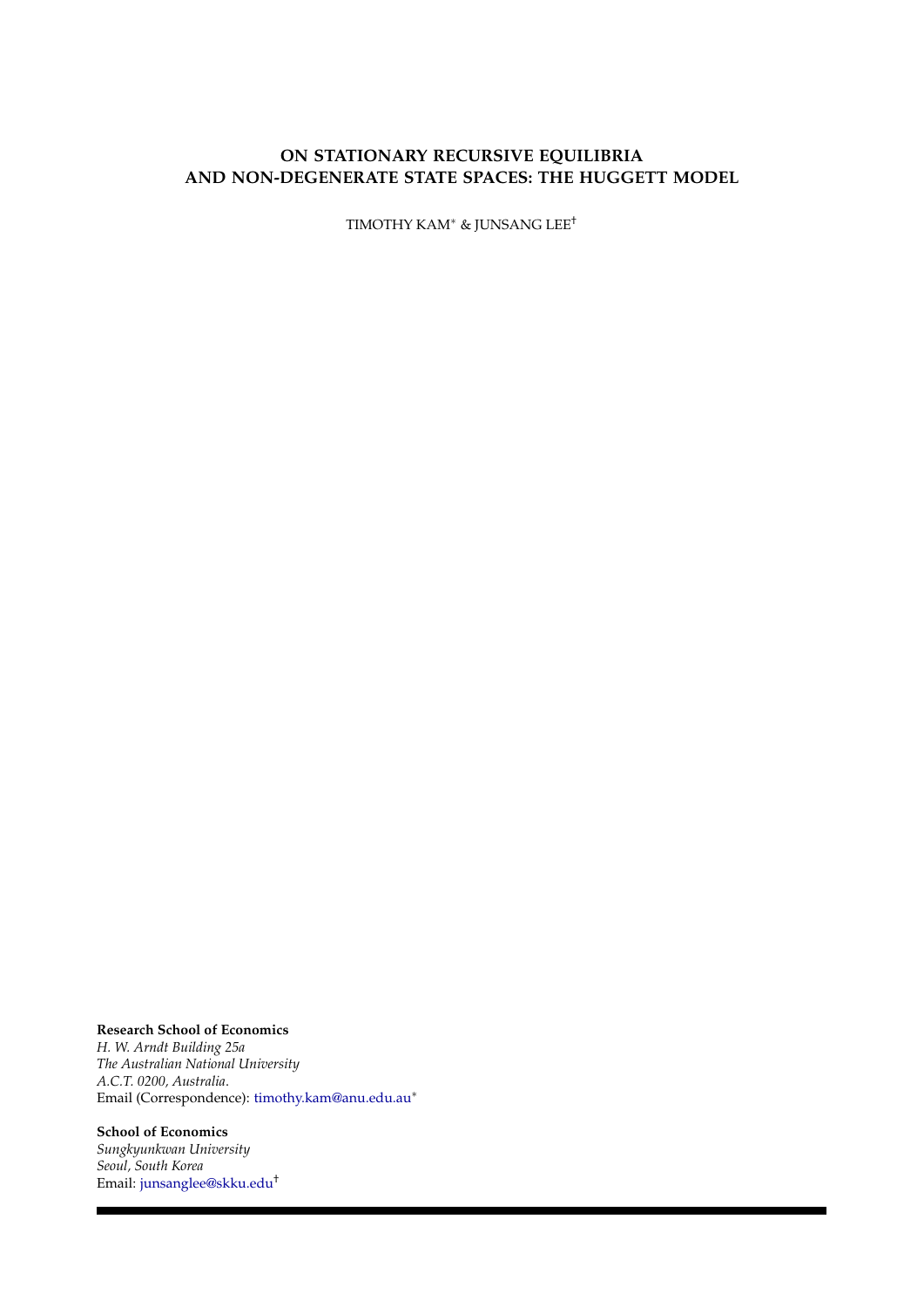# ON STATIONARY RECURSIVE EQUILIBRIA AND NON-DEGENERATE STATE SPACES: THE HUGGETT MODEL

TIMOTHY KAM* & JUNSANG LEE†

**Research School of Economics**
*H. W. Arndt Building 25a*
*The Australian National University*
*A.C.T. 0200, Australia.*
Email (Correspondence): timothy.kam@anu.edu.au*

**School of Economics**
*Sungkyunkwan University*
*Seoul, South Korea*
Email: junsanglee@skku.edu†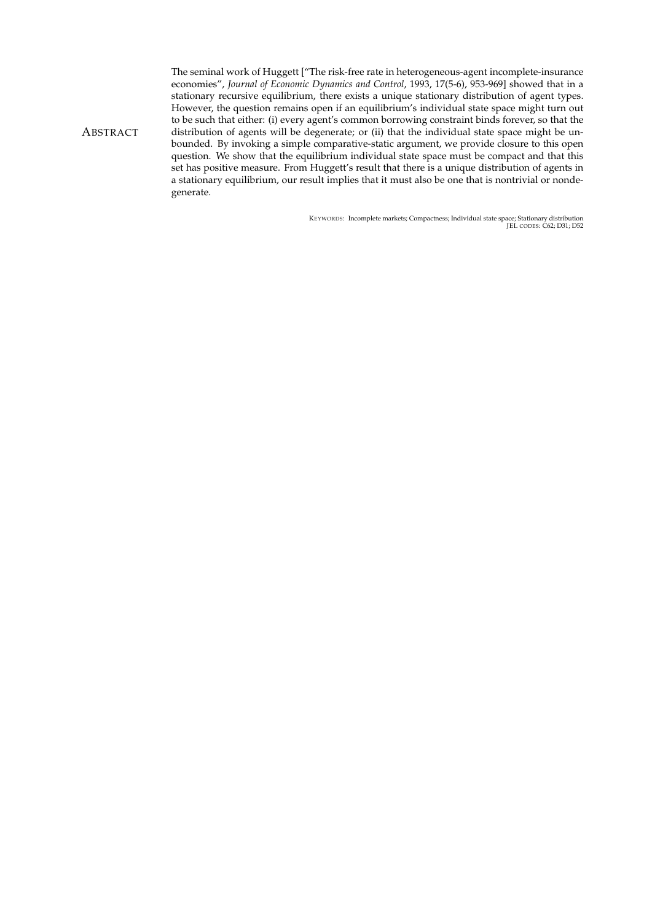## ABSTRACT

The seminal work of Huggett ["The risk-free rate in heterogeneous-agent incomplete-insurance economies", *Journal of Economic Dynamics and Control*, 1993, 17(5-6), 953-969] showed that in a stationary recursive equilibrium, there exists a unique stationary distribution of agent types. However, the question remains open if an equilibrium's individual state space might turn out to be such that either: (i) every agent's common borrowing constraint binds forever, so that the distribution of agents will be degenerate; or (ii) that the individual state space might be unbounded. By invoking a simple comparative-static argument, we provide closure to this open question. We show that the equilibrium individual state space must be compact and that this set has positive measure. From Huggett's result that there is a unique distribution of agents in a stationary equilibrium, our result implies that it must also be one that is nontrivial or nondegenerate.

KEYWORDS: Incomplete markets; Compactness; Individual state space; Stationary distribution
JEL CODES: C62; D31; D52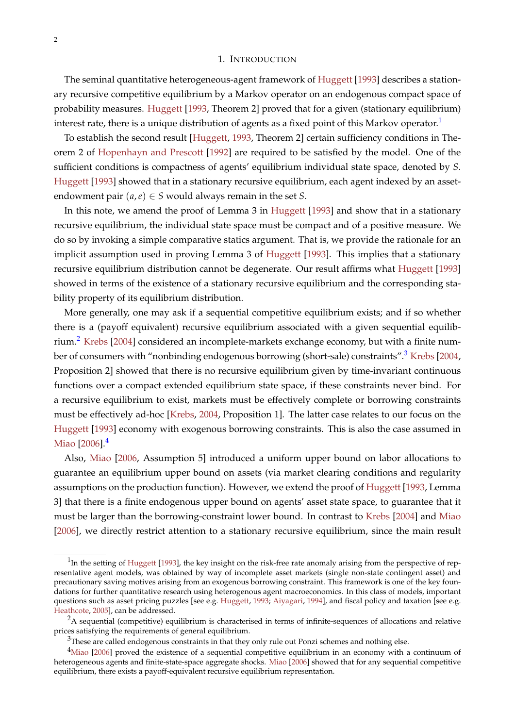## 1. Introduction

The seminal quantitative heterogeneous-agent framework of Huggett [1993] describes a stationary recursive competitive equilibrium by a Markov operator on an endogenous compact space of probability measures. Huggett [1993, Theorem 2] proved that for a given (stationary equilibrium) interest rate, there is a unique distribution of agents as a fixed point of this Markov operator.[1]

To establish the second result [Huggett, 1993, Theorem 2] certain sufficiency conditions in Theorem 2 of Hopenhayn and Prescott [1992] are required to be satisfied by the model. One of the sufficient conditions is compactness of agents' equilibrium individual state space, denoted by $S$. Huggett [1993] showed that in a stationary recursive equilibrium, each agent indexed by an asset-endowment pair $(a, e) \in S$ would always remain in the set $S$.

In this note, we amend the proof of Lemma 3 in Huggett [1993] and show that in a stationary recursive equilibrium, the individual state space must be compact and of a positive measure. We do so by invoking a simple comparative statics argument. That is, we provide the rationale for an implicit assumption used in proving Lemma 3 of Huggett [1993]. This implies that a stationary recursive equilibrium distribution cannot be degenerate. Our result affirms what Huggett [1993] showed in terms of the existence of a stationary recursive equilibrium and the corresponding stability property of its equilibrium distribution.

More generally, one may ask if a sequential competitive equilibrium exists; and if so whether there is a (payoff equivalent) recursive equilibrium associated with a given sequential equilibrium.[2] Krebs [2004] considered an incomplete-markets exchange economy, but with a finite number of consumers with "nonbinding endogenous borrowing (short-sale) constraints".[3] Krebs [2004, Proposition 2] showed that there is no recursive equilibrium given by time-invariant continuous functions over a compact extended equilibrium state space, if these constraints never bind. For a recursive equilibrium to exist, markets must be effectively complete or borrowing constraints must be effectively ad-hoc [Krebs, 2004, Proposition 1]. The latter case relates to our focus on the Huggett [1993] economy with exogenous borrowing constraints. This is also the case assumed in Miao [2006].[4]

Also, Miao [2006, Assumption 5] introduced a uniform upper bound on labor allocations to guarantee an equilibrium upper bound on assets (via market clearing conditions and regularity assumptions on the production function). However, we extend the proof of Huggett [1993, Lemma 3] that there is a finite endogenous upper bound on agents' asset state space, to guarantee that it must be larger than the borrowing-constraint lower bound. In contrast to Krebs [2004] and Miao [2006], we directly restrict attention to a stationary recursive equilibrium, since the main result

---

[1] In the setting of Huggett [1993], the key insight on the risk-free rate anomaly arising from the perspective of representative agent models, was obtained by way of incomplete asset markets (single non-state contingent asset) and precautionary saving motives arising from an exogenous borrowing constraint. This framework is one of the key foundations for further quantitative research using heterogenous agent macroeconomics. In this class of models, important questions such as asset pricing puzzles [see e.g. Huggett, 1993; Aiyagari, 1994], and fiscal policy and taxation [see e.g. Heathcote, 2005], can be addressed.

[2] A sequential (competitive) equilibrium is characterised in terms of infinite-sequences of allocations and relative prices satisfying the requirements of general equilibrium.

[3] These are called endogenous constraints in that they only rule out Ponzi schemes and nothing else.

[4] Miao [2006] proved the existence of a sequential competitive equilibrium in an economy with a continuum of heterogeneous agents and finite-state-space aggregate shocks. Miao [2006] showed that for any sequential competitive equilibrium, there exists a payoff-equivalent recursive equilibrium representation.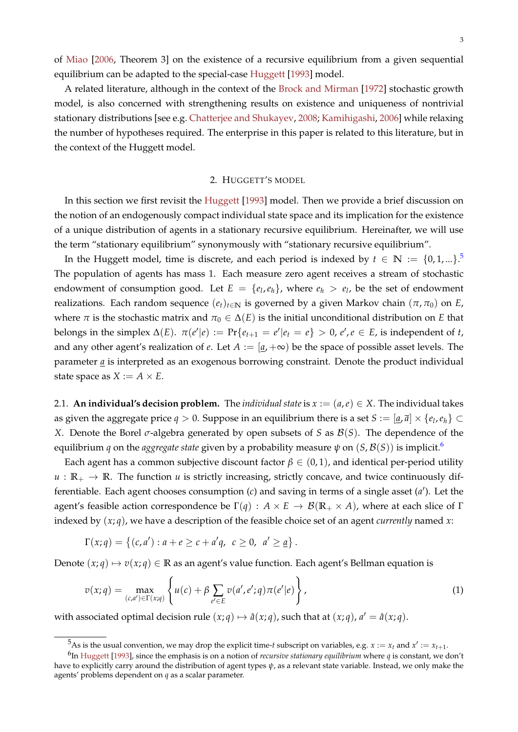of Miao [2006, Theorem 3] on the existence of a recursive equilibrium from a given sequential equilibrium can be adapted to the special-case Huggett [1993] model.

A related literature, although in the context of the Brock and Mirman [1972] stochastic growth model, is also concerned with strengthening results on existence and uniqueness of nontrivial stationary distributions [see e.g. Chatterjee and Shukayev, 2008; Kamihigashi, 2006] while relaxing the number of hypotheses required. The enterprise in this paper is related to this literature, but in the context of the Huggett model.

## 2. Huggett's model

In this section we first revisit the Huggett [1993] model. Then we provide a brief discussion on the notion of an endogenously compact individual state space and its implication for the existence of a unique distribution of agents in a stationary recursive equilibrium. Hereinafter, we will use the term "stationary equilibrium" synonymously with "stationary recursive equilibrium".

In the Huggett model, time is discrete, and each period is indexed by $t \in \mathbb{N} := \{0, 1, ...\}$.[5] The population of agents has mass 1. Each measure zero agent receives a stream of stochastic endowment of consumption good. Let $E = \{e_l, e_h\}$, where $e_h > e_l$, be the set of endowment realizations. Each random sequence $(e_t)_{t\in\mathbb{N}}$ is governed by a given Markov chain $(\pi, \pi_0)$ on $E$, where $\pi$ is the stochastic matrix and $\pi_0 \in \Delta(E)$ is the initial unconditional distribution on $E$ that belongs in the simplex $\Delta(E)$. $\pi(e'|e) := \Pr\{e_{t+1} = e'|e_t = e\} > 0$, $e', e \in E$, is independent of $t$, and any other agent's realization of $e$. Let $A := [\underline{a}, +\infty)$ be the space of possible asset levels. The parameter $\underline{a}$ is interpreted as an exogenous borrowing constraint. Denote the product individual state space as $X := A \times E$.

**2.1. An individual's decision problem.** The *individual state* is $x := (a, e) \in X$. The individual takes as given the aggregate price $q > 0$. Suppose in an equilibrium there is a set $S := [\underline{a}, \overline{a}] \times \{e_l, e_h\} \subset X$. Denote the Borel $\sigma$-algebra generated by open subsets of $S$ as $\mathcal{B}(S)$. The dependence of the equilibrium $q$ on the *aggregate state* given by a probability measure $\psi$ on $(S, \mathcal{B}(S))$ is implicit.[6]

Each agent has a common subjective discount factor $\beta \in (0, 1)$, and identical per-period utility $u : \mathbb{R}_+ \to \mathbb{R}$. The function $u$ is strictly increasing, strictly concave, and twice continuously differentiable. Each agent chooses consumption ($c$) and saving in terms of a single asset ($a'$). Let the agent's feasible action correspondence be $\Gamma(q) : A \times E \to \mathcal{B}(\mathbb{R}_+ \times A)$, where at each slice of $\Gamma$ indexed by $(x; q)$, we have a description of the feasible choice set of an agent *currently* named $x$:

$$\Gamma(x; q) = \left\{(c, a') : a + e \geq c + a'q, \ c \geq 0, \ a' \geq \underline{a}\right\}.$$

Denote $(x; q) \mapsto v(x; q) \in \mathbb{R}$ as an agent's value function. Each agent's Bellman equation is

$$v(x; q) = \max_{(c,a')\in\Gamma(x;q)} \left\{u(c) + \beta \sum_{e'\in E} v(a', e'; q)\pi(e'|e)\right\}, \tag{1}$$

with associated optimal decision rule $(x; q) \mapsto \hat{a}(x; q)$, such that at $(x; q)$, $a' = \hat{a}(x; q)$.

[5] As is the usual convention, we may drop the explicit time-$t$ subscript on variables, e.g. $x := x_t$ and $x' := x_{t+1}$.

[6] In Huggett [1993], since the emphasis is on a notion of *recursive stationary equilibrium* where $q$ is constant, we don't have to explicitly carry around the distribution of agent types $\psi$, as a relevant state variable. Instead, we only make the agents' problems dependent on $q$ as a scalar parameter.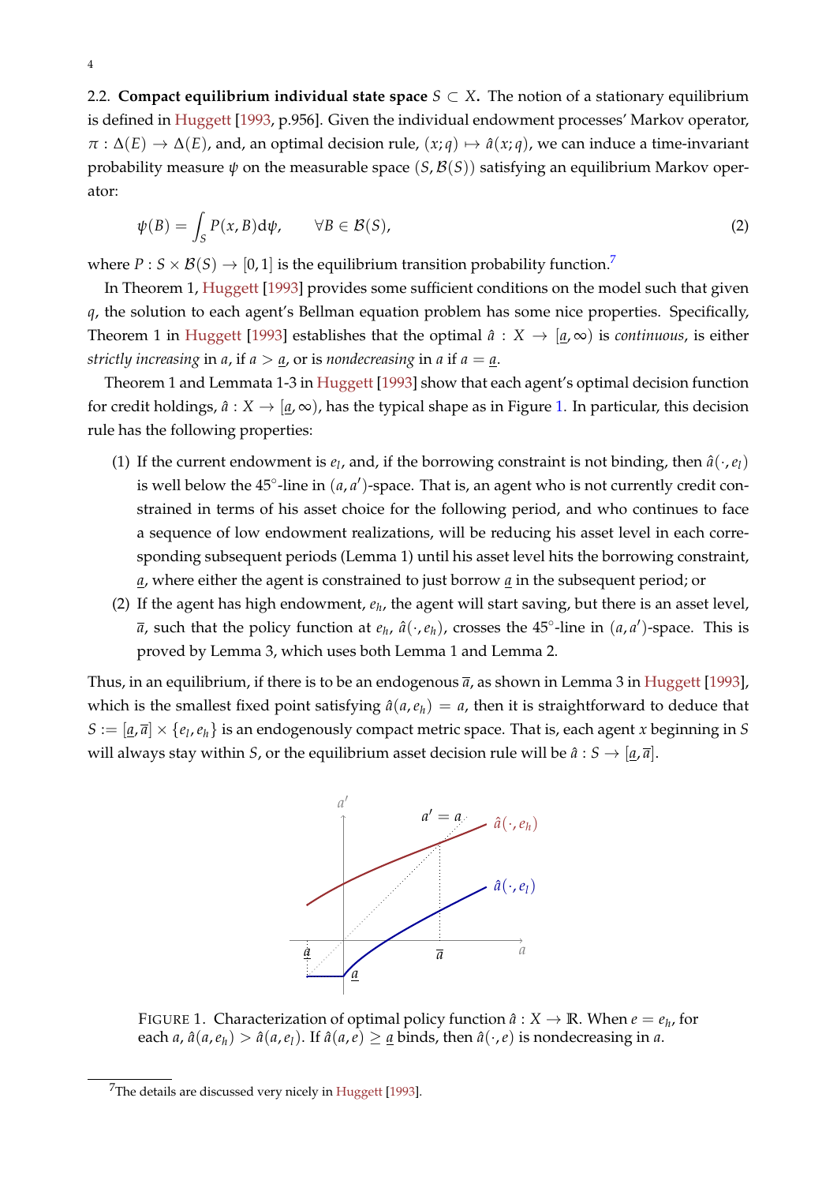2.2. **Compact equilibrium individual state space** $S \subset X$. The notion of a stationary equilibrium is defined in Huggett [1993, p.956]. Given the individual endowment processes' Markov operator, $\pi : \Delta(E) \rightarrow \Delta(E)$, and, an optimal decision rule, $(x; q) \mapsto \hat{a}(x; q)$, we can induce a time-invariant probability measure $\psi$ on the measurable space $(S, \mathcal{B}(S))$ satisfying an equilibrium Markov operator:

$$\psi(B) = \int_S P(x, B) \mathrm{d}\psi, \qquad \forall B \in \mathcal{B}(S), \tag{2}$$

where $P : S \times \mathcal{B}(S) \rightarrow [0, 1]$ is the equilibrium transition probability function.[7]

In Theorem 1, Huggett [1993] provides some sufficient conditions on the model such that given $q$, the solution to each agent's Bellman equation problem has some nice properties. Specifically, Theorem 1 in Huggett [1993] establishes that the optimal $\hat{a} : X \rightarrow [\underline{a}, \infty)$ is *continuous*, is either *strictly increasing* in $a$, if $a > \underline{a}$, or is *nondecreasing* in $a$ if $a = \underline{a}$.

Theorem 1 and Lemmata 1-3 in Huggett [1993] show that each agent's optimal decision function for credit holdings, $\hat{a} : X \rightarrow [\underline{a}, \infty)$, has the typical shape as in Figure 1. In particular, this decision rule has the following properties:

1. If the current endowment is $e_l$, and, if the borrowing constraint is not binding, then $\hat{a}(\cdot, e_l)$ is well below the 45°-line in $(a, a')$-space. That is, an agent who is not currently credit constrained in terms of his asset choice for the following period, and who continues to face a sequence of low endowment realizations, will be reducing his asset level in each corresponding subsequent periods (Lemma 1) until his asset level hits the borrowing constraint, $\underline{a}$, where either the agent is constrained to just borrow $\underline{a}$ in the subsequent period; or
2. If the agent has high endowment, $e_h$, the agent will start saving, but there is an asset level, $\overline{a}$, such that the policy function at $e_h$, $\hat{a}(\cdot, e_h)$, crosses the 45°-line in $(a, a')$-space. This is proved by Lemma 3, which uses both Lemma 1 and Lemma 2.

Thus, in an equilibrium, if there is to be an endogenous $\overline{a}$, as shown in Lemma 3 in Huggett [1993], which is the smallest fixed point satisfying $\hat{a}(a, e_h) = a$, then it is straightforward to deduce that $S := [\underline{a}, \overline{a}] \times \{e_l, e_h\}$ is an endogenously compact metric space. That is, each agent $x$ beginning in $S$ will always stay within $S$, or the equilibrium asset decision rule will be $\hat{a} : S \rightarrow [\underline{a}, \overline{a}]$.

FIGURE 1. Characterization of optimal policy function $\hat{a} : X \rightarrow \mathbb{R}$. When $e = e_h$, for each $a$, $\hat{a}(a, e_h) > \hat{a}(a, e_l)$. If $\hat{a}(a, e) \geq \underline{a}$ binds, then $\hat{a}(\cdot, e)$ is nondecreasing in $a$.

[7] The details are discussed very nicely in Huggett [1993].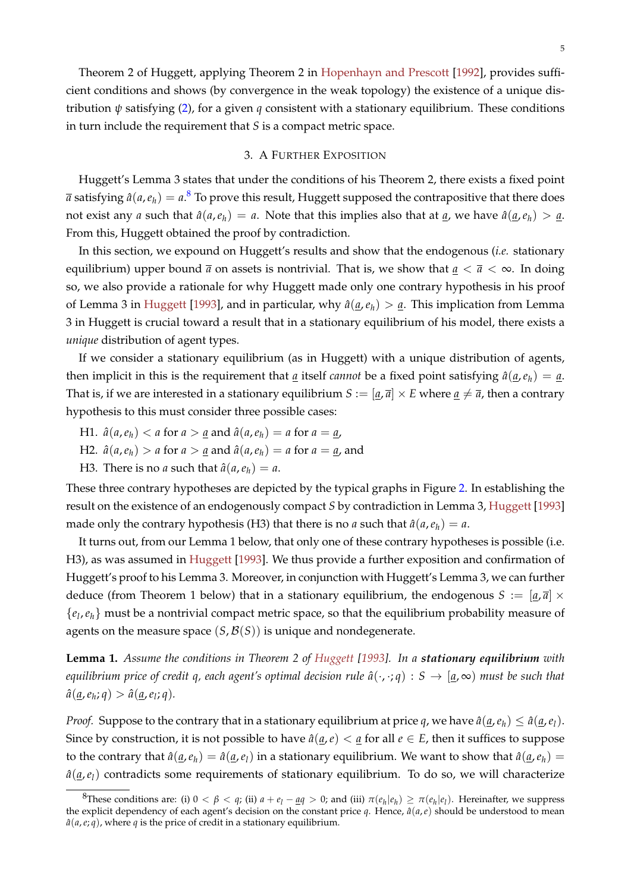Theorem 2 of Huggett, applying Theorem 2 in Hopenhayn and Prescott [1992], provides sufficient conditions and shows (by convergence in the weak topology) the existence of a unique distribution $\psi$ satisfying (2), for a given $q$ consistent with a stationary equilibrium. These conditions in turn include the requirement that $S$ is a compact metric space.

## 3. A Further Exposition

Huggett's Lemma 3 states that under the conditions of his Theorem 2, there exists a fixed point $\overline{a}$ satisfying $\hat{a}(a, e_h) = a$.[8] To prove this result, Huggett supposed the contrapositive that there does not exist any $a$ such that $\hat{a}(a, e_h) = a$. Note that this implies also that at $\underline{a}$, we have $\hat{a}(\underline{a}, e_h) > \underline{a}$. From this, Huggett obtained the proof by contradiction.

In this section, we expound on Huggett's results and show that the endogenous (*i.e.* stationary equilibrium) upper bound $\overline{a}$ on assets is nontrivial. That is, we show that $\underline{a} < \overline{a} < \infty$. In doing so, we also provide a rationale for why Huggett made only one contrary hypothesis in his proof of Lemma 3 in Huggett [1993], and in particular, why $\hat{a}(\underline{a}, e_h) > \underline{a}$. This implication from Lemma 3 in Huggett is crucial toward a result that in a stationary equilibrium of his model, there exists a *unique* distribution of agent types.

If we consider a stationary equilibrium (as in Huggett) with a unique distribution of agents, then implicit in this is the requirement that $\underline{a}$ itself *cannot* be a fixed point satisfying $\hat{a}(\underline{a}, e_h) = \underline{a}$. That is, if we are interested in a stationary equilibrium $S := [\underline{a}, \overline{a}] \times E$ where $\underline{a} \neq \overline{a}$, then a contrary hypothesis to this must consider three possible cases:

- H1. $\hat{a}(a, e_h) < a$ for $a > \underline{a}$ and $\hat{a}(a, e_h) = a$ for $a = \underline{a}$,
- H2. $\hat{a}(a, e_h) > a$ for $a > \underline{a}$ and $\hat{a}(a, e_h) = a$ for $a = \underline{a}$, and
- H3. There is no $a$ such that $\hat{a}(a, e_h) = a$.

These three contrary hypotheses are depicted by the typical graphs in Figure 2. In establishing the result on the existence of an endogenously compact $S$ by contradiction in Lemma 3, Huggett [1993] made only the contrary hypothesis (H3) that there is no $a$ such that $\hat{a}(a, e_h) = a$.

It turns out, from our Lemma 1 below, that only one of these contrary hypotheses is possible (i.e. H3), as was assumed in Huggett [1993]. We thus provide a further exposition and confirmation of Huggett's proof to his Lemma 3. Moreover, in conjunction with Huggett's Lemma 3, we can further deduce (from Theorem 1 below) that in a stationary equilibrium, the endogenous $S := [\underline{a}, \overline{a}] \times \{e_l, e_h\}$ must be a nontrivial compact metric space, so that the equilibrium probability measure of agents on the measure space $(S, \mathcal{B}(S))$ is unique and nondegenerate.

**Lemma 1.** *Assume the conditions in Theorem 2 of Huggett [1993]. In a* ***stationary equilibrium*** *with equilibrium price of credit $q$, each agent's optimal decision rule $\hat{a}(\cdot, \cdot; q) : S \to [\underline{a}, \infty)$ must be such that $\hat{a}(\underline{a}, e_h; q) > \hat{a}(\underline{a}, e_l; q)$.*

*Proof.* Suppose to the contrary that in a stationary equilibrium at price $q$, we have $\hat{a}(\underline{a}, e_h) \leq \hat{a}(\underline{a}, e_l)$. Since by construction, it is not possible to have $\hat{a}(\underline{a}, e) < \underline{a}$ for all $e \in E$, then it suffices to suppose to the contrary that $\hat{a}(\underline{a}, e_h) = \hat{a}(\underline{a}, e_l)$ in a stationary equilibrium. We want to show that $\hat{a}(\underline{a}, e_h) = \hat{a}(\underline{a}, e_l)$ contradicts some requirements of stationary equilibrium. To do so, we will characterize

[8] These conditions are: (i) $0 < \beta < q$; (ii) $a + e_l - \underline{a}q > 0$; and (iii) $\pi(e_h|e_h) \geq \pi(e_h|e_l)$. Hereinafter, we suppress the explicit dependency of each agent's decision on the constant price $q$. Hence, $\hat{a}(a, e)$ should be understood to mean $\hat{a}(a, e; q)$, where $q$ is the price of credit in a stationary equilibrium.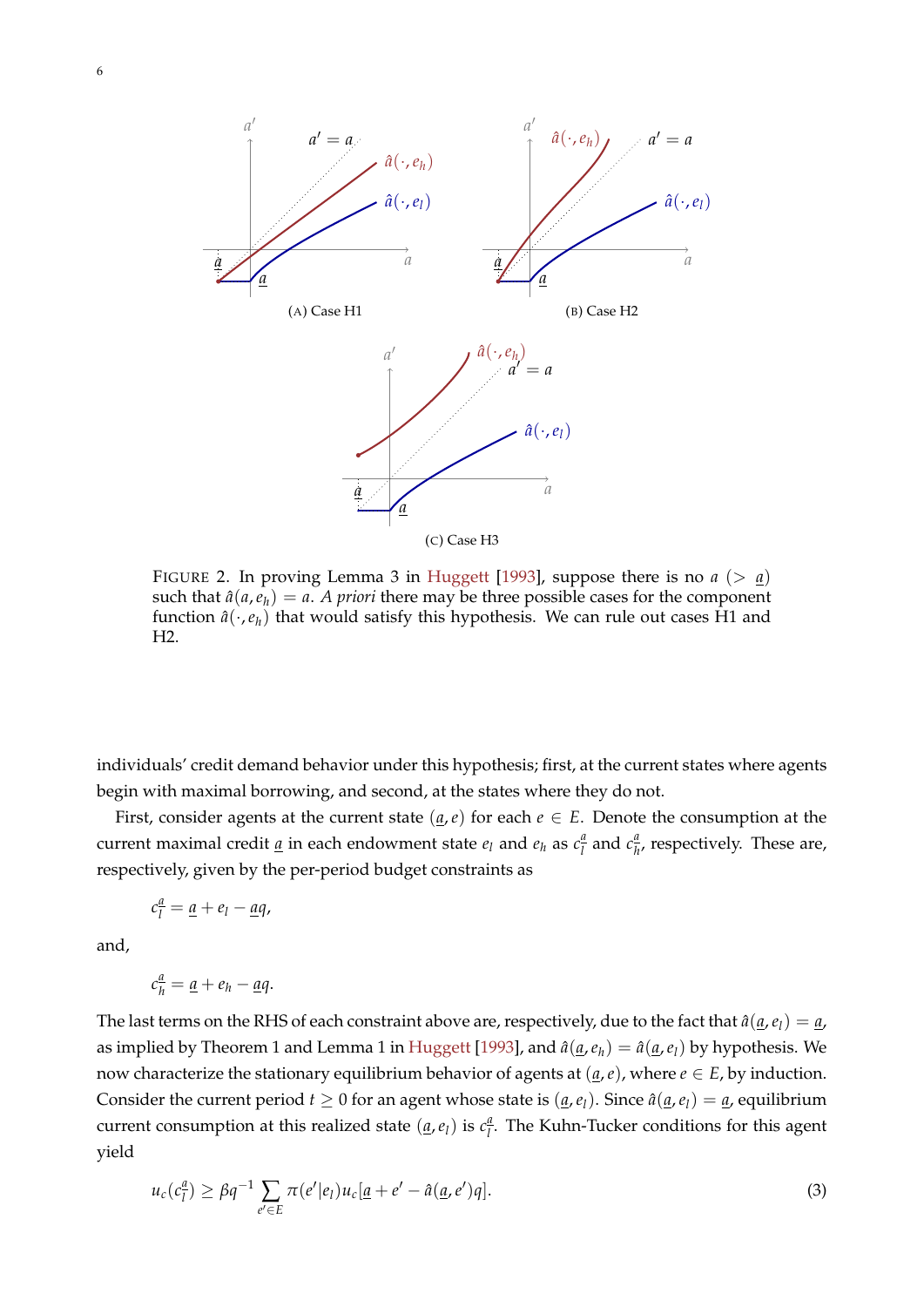FIGURE 2. In proving Lemma 3 in Huggett [1993], suppose there is no $a$ ($> \underline{a}$) such that $\hat{a}(a, e_h) = a$. *A priori* there may be three possible cases for the component function $\hat{a}(\cdot, e_h)$ that would satisfy this hypothesis. We can rule out cases H1 and H2.

individuals' credit demand behavior under this hypothesis; first, at the current states where agents begin with maximal borrowing, and second, at the states where they do not.

First, consider agents at the current state $(\underline{a}, e)$ for each $e \in E$. Denote the consumption at the current maximal credit $\underline{a}$ in each endowment state $e_l$ and $e_h$ as $c_l^{\underline{a}}$ and $c_h^{\underline{a}}$, respectively. These are, respectively, given by the per-period budget constraints as

$$c_l^{\underline{a}} = \underline{a} + e_l - \underline{a}q,$$

and,

$$c_h^{\underline{a}} = \underline{a} + e_h - \underline{a}q.$$

The last terms on the RHS of each constraint above are, respectively, due to the fact that $\hat{a}(\underline{a}, e_l) = \underline{a}$, as implied by Theorem 1 and Lemma 1 in Huggett [1993], and $\hat{a}(\underline{a}, e_h) = \hat{a}(\underline{a}, e_l)$ by hypothesis. We now characterize the stationary equilibrium behavior of agents at $(\underline{a}, e)$, where $e \in E$, by induction. Consider the current period $t \geq 0$ for an agent whose state is $(\underline{a}, e_l)$. Since $\hat{a}(\underline{a}, e_l) = \underline{a}$, equilibrium current consumption at this realized state $(\underline{a}, e_l)$ is $c_l^{\underline{a}}$. The Kuhn-Tucker conditions for this agent yield

$$u_c(c_l^{\underline{a}}) \geq \beta q^{-1} \sum_{e' \in E} \pi(e'|e_l) u_c[\underline{a} + e' - \hat{a}(\underline{a}, e')q]. \tag{3}$$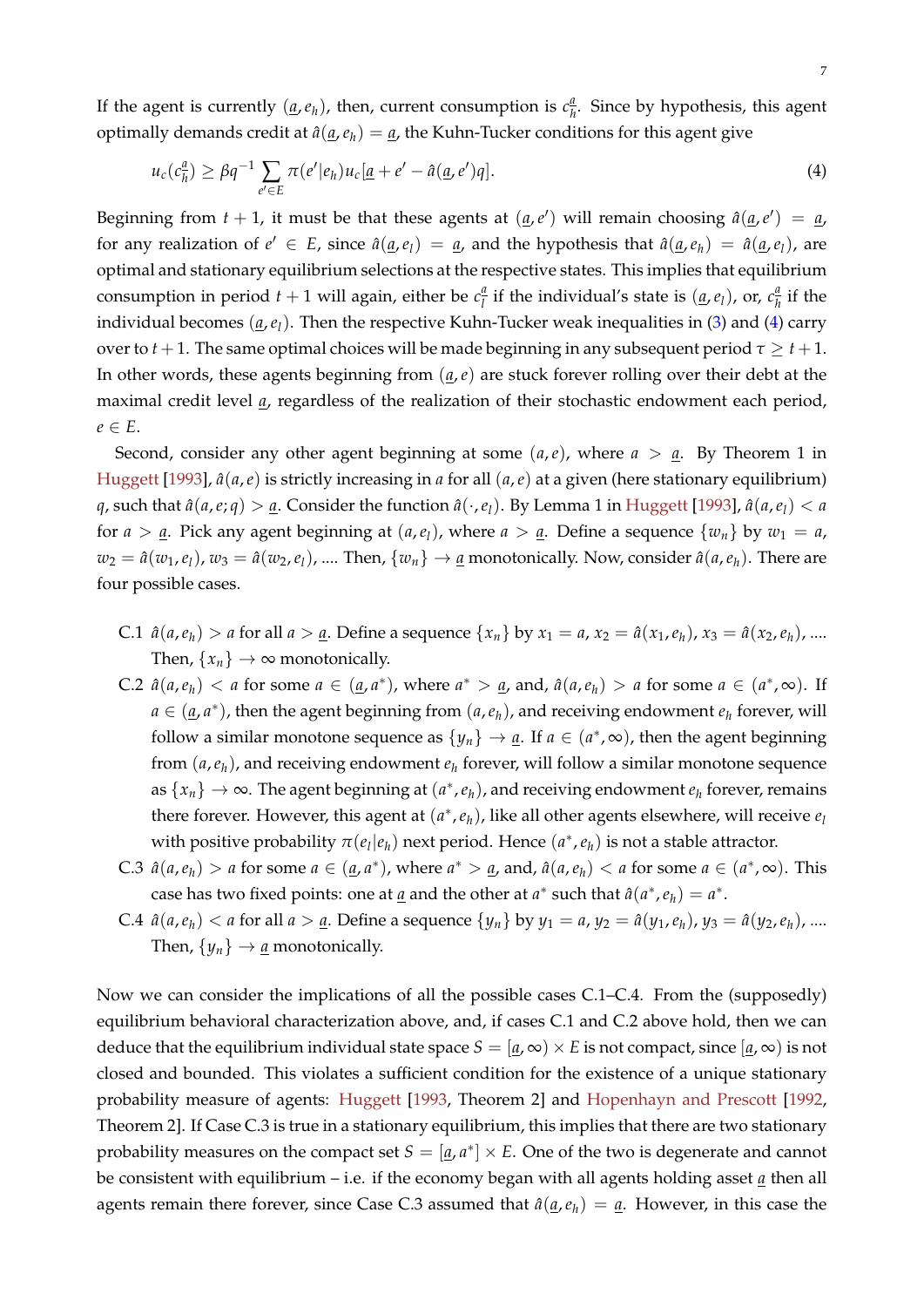If the agent is currently $(\underline{a}, e_h)$, then, current consumption is $c_h^{\underline{a}}$. Since by hypothesis, this agent optimally demands credit at $\hat{a}(\underline{a}, e_h) = \underline{a}$, the Kuhn-Tucker conditions for this agent give

$$u_c(c_h^{\underline{a}}) \geq \beta q^{-1} \sum_{e' \in E} \pi(e'|e_h) u_c[\underline{a} + e' - \hat{a}(\underline{a}, e')q]. \tag{4}$$

Beginning from $t+1$, it must be that these agents at $(\underline{a}, e')$ will remain choosing $\hat{a}(\underline{a}, e') = \underline{a}$, for any realization of $e' \in E$, since $\hat{a}(\underline{a}, e_l) = \underline{a}$, and the hypothesis that $\hat{a}(\underline{a}, e_h) = \hat{a}(\underline{a}, e_l)$, are optimal and stationary equilibrium selections at the respective states. This implies that equilibrium consumption in period $t+1$ will again, either be $c_l^{\underline{a}}$ if the individual's state is $(\underline{a}, e_l)$, or, $c_h^{\underline{a}}$ if the individual becomes $(\underline{a}, e_l)$. Then the respective Kuhn-Tucker weak inequalities in (3) and (4) carry over to $t+1$. The same optimal choices will be made beginning in any subsequent period $\tau \geq t+1$. In other words, these agents beginning from $(\underline{a}, e)$ are stuck forever rolling over their debt at the maximal credit level $\underline{a}$, regardless of the realization of their stochastic endowment each period, $e \in E$.

Second, consider any other agent beginning at some $(a, e)$, where $a > \underline{a}$. By Theorem 1 in Huggett [1993], $\hat{a}(a, e)$ is strictly increasing in $a$ for all $(a, e)$ at a given (here stationary equilibrium) $q$, such that $\hat{a}(a, e; q) > \underline{a}$. Consider the function $\hat{a}(\cdot, e_l)$. By Lemma 1 in Huggett [1993], $\hat{a}(a, e_l) < a$ for $a > \underline{a}$. Pick any agent beginning at $(a, e_l)$, where $a > \underline{a}$. Define a sequence $\{w_n\}$ by $w_1 = a$, $w_2 = \hat{a}(w_1, e_l)$, $w_3 = \hat{a}(w_2, e_l)$, .... Then, $\{w_n\} \to \underline{a}$ monotonically. Now, consider $\hat{a}(a, e_h)$. There are four possible cases.

- C.1 $\hat{a}(a, e_h) > a$ for all $a > \underline{a}$. Define a sequence $\{x_n\}$ by $x_1 = a$, $x_2 = \hat{a}(x_1, e_h)$, $x_3 = \hat{a}(x_2, e_h)$, .... Then, $\{x_n\} \to \infty$ monotonically.
- C.2 $\hat{a}(a, e_h) < a$ for some $a \in (\underline{a}, a^*)$, where $a^* > \underline{a}$, and, $\hat{a}(a, e_h) > a$ for some $a \in (a^*, \infty)$. If $a \in (\underline{a}, a^*)$, then the agent beginning from $(a, e_h)$, and receiving endowment $e_h$ forever, will follow a similar monotone sequence as $\{y_n\} \to \underline{a}$. If $a \in (a^*, \infty)$, then the agent beginning from $(a, e_h)$, and receiving endowment $e_h$ forever, will follow a similar monotone sequence as $\{x_n\} \to \infty$. The agent beginning at $(a^*, e_h)$, and receiving endowment $e_h$ forever, remains there forever. However, this agent at $(a^*, e_h)$, like all other agents elsewhere, will receive $e_l$ with positive probability $\pi(e_l|e_h)$ next period. Hence $(a^*, e_h)$ is not a stable attractor.
- C.3 $\hat{a}(a, e_h) > a$ for some $a \in (\underline{a}, a^*)$, where $a^* > \underline{a}$, and, $\hat{a}(a, e_h) < a$ for some $a \in (a^*, \infty)$. This case has two fixed points: one at $\underline{a}$ and the other at $a^*$ such that $\hat{a}(a^*, e_h) = a^*$.
- C.4 $\hat{a}(a, e_h) < a$ for all $a > \underline{a}$. Define a sequence $\{y_n\}$ by $y_1 = a$, $y_2 = \hat{a}(y_1, e_h)$, $y_3 = \hat{a}(y_2, e_h)$, .... Then, $\{y_n\} \to \underline{a}$ monotonically.

Now we can consider the implications of all the possible cases C.1–C.4. From the (supposedly) equilibrium behavioral characterization above, and, if cases C.1 and C.2 above hold, then we can deduce that the equilibrium individual state space $S = [\underline{a}, \infty) \times E$ is not compact, since $[\underline{a}, \infty)$ is not closed and bounded. This violates a sufficient condition for the existence of a unique stationary probability measure of agents: Huggett [1993, Theorem 2] and Hopenhayn and Prescott [1992, Theorem 2]. If Case C.3 is true in a stationary equilibrium, this implies that there are two stationary probability measures on the compact set $S = [\underline{a}, a^*] \times E$. One of the two is degenerate and cannot be consistent with equilibrium – i.e. if the economy began with all agents holding asset $\underline{a}$ then all agents remain there forever, since Case C.3 assumed that $\hat{a}(\underline{a}, e_h) = \underline{a}$. However, in this case the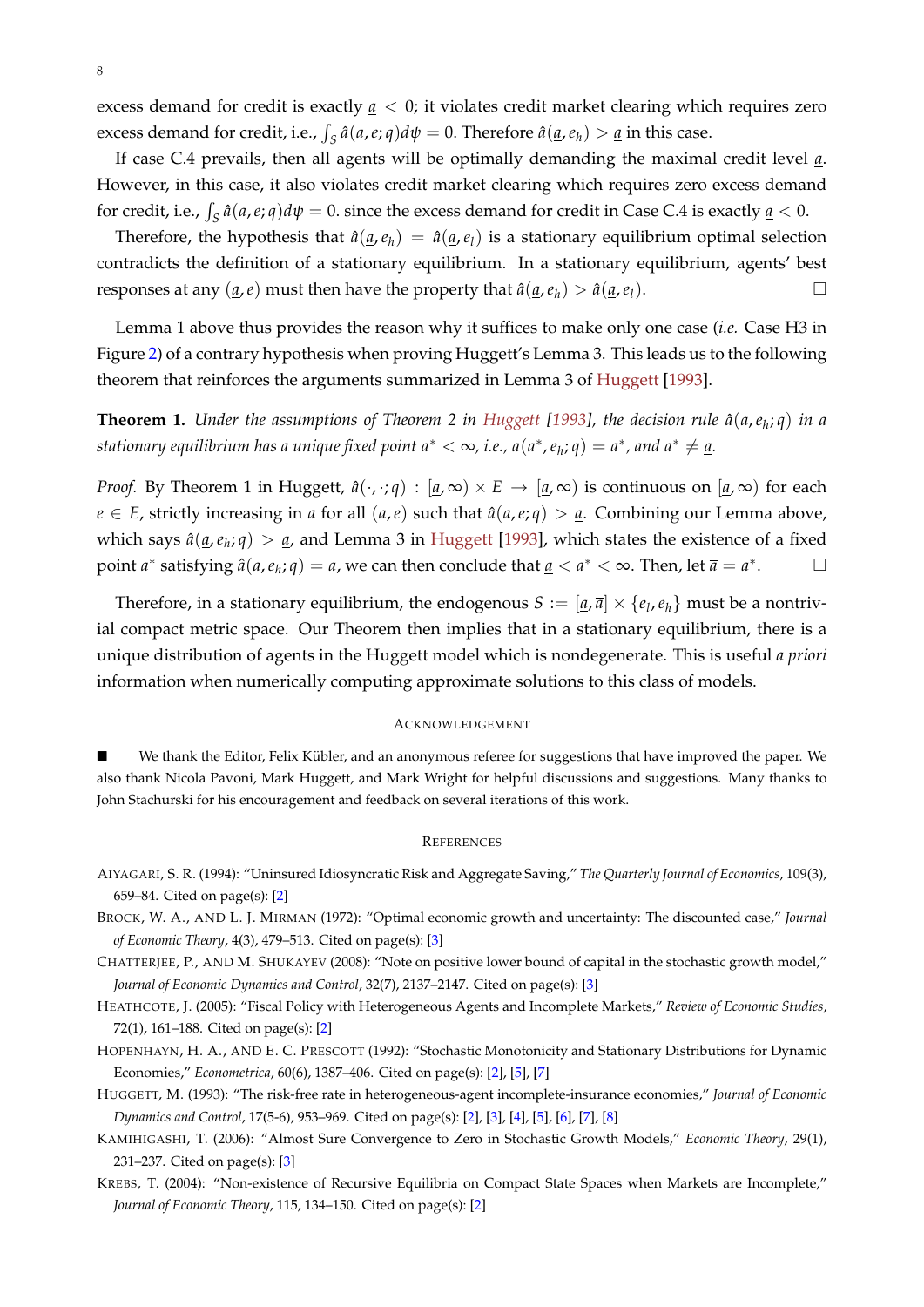excess demand for credit is exactly $\underline{a} < 0$; it violates credit market clearing which requires zero excess demand for credit, i.e., $\int_S \hat{a}(a, e; q) d\psi = 0$. Therefore $\hat{a}(\underline{a}, e_h) > \underline{a}$ in this case.

If case C.4 prevails, then all agents will be optimally demanding the maximal credit level $\underline{a}$. However, in this case, it also violates credit market clearing which requires zero excess demand for credit, i.e., $\int_S \hat{a}(a, e; q) d\psi = 0$. since the excess demand for credit in Case C.4 is exactly $\underline{a} < 0$.

Therefore, the hypothesis that $\hat{a}(\underline{a}, e_h) = \hat{a}(\underline{a}, e_l)$ is a stationary equilibrium optimal selection contradicts the definition of a stationary equilibrium. In a stationary equilibrium, agents' best responses at any $(\underline{a}, e)$ must then have the property that $\hat{a}(\underline{a}, e_h) > \hat{a}(\underline{a}, e_l)$. □

Lemma 1 above thus provides the reason why it suffices to make only one case (*i.e.* Case H3 in Figure 2) of a contrary hypothesis when proving Huggett's Lemma 3. This leads us to the following theorem that reinforces the arguments summarized in Lemma 3 of Huggett [1993].

**Theorem 1.** *Under the assumptions of Theorem 2 in Huggett [1993], the decision rule $\hat{a}(a, e_h; q)$ in a stationary equilibrium has a unique fixed point $a^* < \infty$, i.e., $a(a^*, e_h; q) = a^*$, and $a^* \neq \underline{a}$.*

*Proof.* By Theorem 1 in Huggett, $\hat{a}(\cdot, \cdot; q) : [\underline{a}, \infty) \times E \to [\underline{a}, \infty)$ is continuous on $[\underline{a}, \infty)$ for each $e \in E$, strictly increasing in $a$ for all $(a, e)$ such that $\hat{a}(a, e; q) > \underline{a}$. Combining our Lemma above, which says $\hat{a}(\underline{a}, e_h; q) > \underline{a}$, and Lemma 3 in Huggett [1993], which states the existence of a fixed point $a^*$ satisfying $\hat{a}(a, e_h; q) = a$, we can then conclude that $\underline{a} < a^* < \infty$. Then, let $\overline{a} = a^*$. □

Therefore, in a stationary equilibrium, the endogenous $S := [\underline{a}, \overline{a}] \times \{e_l, e_h\}$ must be a nontrivial compact metric space. Our Theorem then implies that in a stationary equilibrium, there is a unique distribution of agents in the Huggett model which is nondegenerate. This is useful *a priori* information when numerically computing approximate solutions to this class of models.

## ACKNOWLEDGEMENT

■ We thank the Editor, Felix Kübler, and an anonymous referee for suggestions that have improved the paper. We also thank Nicola Pavoni, Mark Huggett, and Mark Wright for helpful discussions and suggestions. Many thanks to John Stachurski for his encouragement and feedback on several iterations of this work.

## REFERENCES

AIYAGARI, S. R. (1994): "Uninsured Idiosyncratic Risk and Aggregate Saving," *The Quarterly Journal of Economics*, 109(3), 659–84. Cited on page(s): [2]

BROCK, W. A., AND L. J. MIRMAN (1972): "Optimal economic growth and uncertainty: The discounted case," *Journal of Economic Theory*, 4(3), 479–513. Cited on page(s): [3]

CHATTERJEE, P., AND M. SHUKAYEV (2008): "Note on positive lower bound of capital in the stochastic growth model," *Journal of Economic Dynamics and Control*, 32(7), 2137–2147. Cited on page(s): [3]

HEATHCOTE, J. (2005): "Fiscal Policy with Heterogeneous Agents and Incomplete Markets," *Review of Economic Studies*, 72(1), 161–188. Cited on page(s): [2]

HOPENHAYN, H. A., AND E. C. PRESCOTT (1992): "Stochastic Monotonicity and Stationary Distributions for Dynamic Economies," *Econometrica*, 60(6), 1387–406. Cited on page(s): [2], [5], [7]

HUGGETT, M. (1993): "The risk-free rate in heterogeneous-agent incomplete-insurance economies," *Journal of Economic Dynamics and Control*, 17(5-6), 953–969. Cited on page(s): [2], [3], [4], [5], [6], [7], [8]

KAMIHIGASHI, T. (2006): "Almost Sure Convergence to Zero in Stochastic Growth Models," *Economic Theory*, 29(1), 231–237. Cited on page(s): [3]

KREBS, T. (2004): "Non-existence of Recursive Equilibria on Compact State Spaces when Markets are Incomplete," *Journal of Economic Theory*, 115, 134–150. Cited on page(s): [2]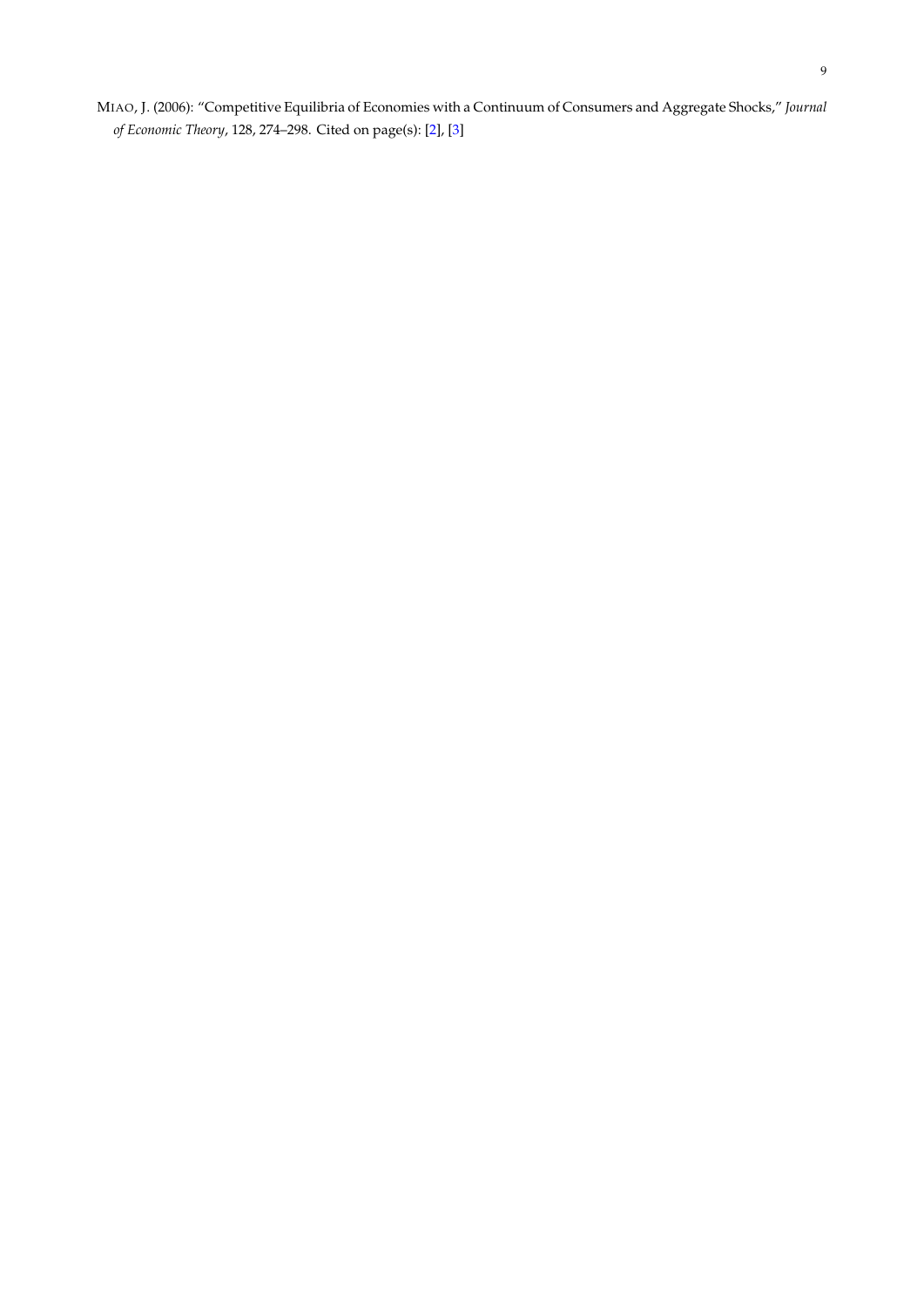MIAO, J. (2006): "Competitive Equilibria of Economies with a Continuum of Consumers and Aggregate Shocks," *Journal of Economic Theory*, 128, 274–298. Cited on page(s): [2], [3]